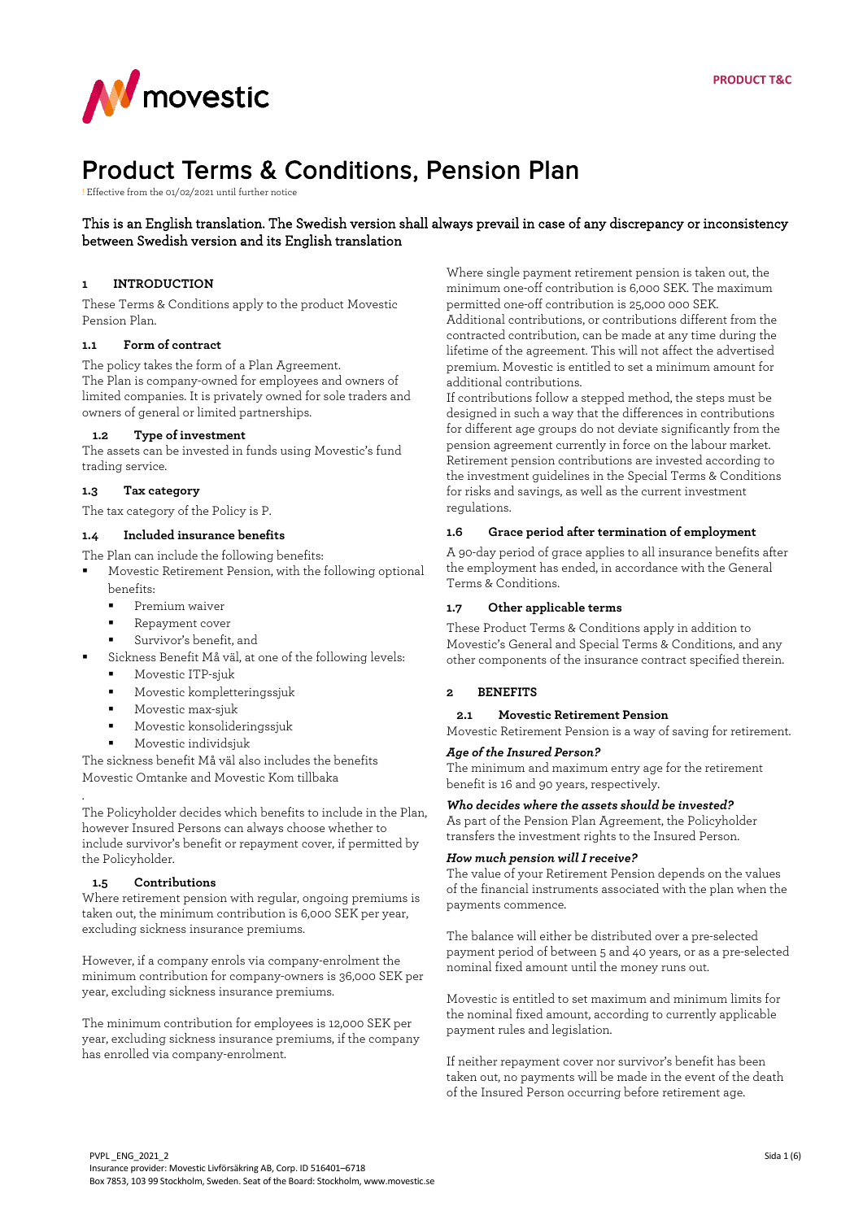PRODUCT T&C

# Product Terms & Conditions, Pension Plan

Effective from the 01/02/2021 until further notice

This is an English translation. The Swedish version shall always prevail in case of any discrepancy or inconsistency between Swedish version and its English translation

## 1 INTRODUCTION

These Terms & Conditions apply to the product Movestic Pension Plan.

### 1.1 Form of contract

The policy takes the form of a Plan Agreement.
The Plan is company-owned for employees and owners of limited companies. It is privately owned for sole traders and owners of general or limited partnerships.

### 1.2 Type of investment

The assets can be invested in funds using Movestic's fund trading service.

### 1.3 Tax category

The tax category of the Policy is P.

### 1.4 Included insurance benefits

The Plan can include the following benefits:

- Movestic Retirement Pension, with the following optional benefits:
  - Premium waiver
  - Repayment cover
  - Survivor's benefit, and
- Sickness Benefit Må väl, at one of the following levels:
  - Movestic ITP-sjuk
  - Movestic kompletteringssjuk
  - Movestic max-sjuk
  - Movestic konsolideringssjuk
  - Movestic individsjuk

The sickness benefit Må väl also includes the benefits Movestic Omtanke and Movestic Kom tillbaka

.

The Policyholder decides which benefits to include in the Plan, however Insured Persons can always choose whether to include survivor's benefit or repayment cover, if permitted by the Policyholder.

### 1.5 Contributions

Where retirement pension with regular, ongoing premiums is taken out, the minimum contribution is 6,000 SEK per year, excluding sickness insurance premiums.

However, if a company enrols via company-enrolment the minimum contribution for company-owners is 36,000 SEK per year, excluding sickness insurance premiums.

The minimum contribution for employees is 12,000 SEK per year, excluding sickness insurance premiums, if the company has enrolled via company-enrolment.

Where single payment retirement pension is taken out, the minimum one-off contribution is 6,000 SEK. The maximum permitted one-off contribution is 25,000 000 SEK.
Additional contributions, or contributions different from the contracted contribution, can be made at any time during the lifetime of the agreement. This will not affect the advertised premium. Movestic is entitled to set a minimum amount for additional contributions.
If contributions follow a stepped method, the steps must be designed in such a way that the differences in contributions for different age groups do not deviate significantly from the pension agreement currently in force on the labour market.
Retirement pension contributions are invested according to the investment guidelines in the Special Terms & Conditions for risks and savings, as well as the current investment regulations.

### 1.6 Grace period after termination of employment

A 90-day period of grace applies to all insurance benefits after the employment has ended, in accordance with the General Terms & Conditions.

### 1.7 Other applicable terms

These Product Terms & Conditions apply in addition to Movestic's General and Special Terms & Conditions, and any other components of the insurance contract specified therein.

## 2 BENEFITS

### 2.1 Movestic Retirement Pension

Movestic Retirement Pension is a way of saving for retirement.

***Age of the Insured Person?***
The minimum and maximum entry age for the retirement benefit is 16 and 90 years, respectively.

***Who decides where the assets should be invested?***
As part of the Pension Plan Agreement, the Policyholder transfers the investment rights to the Insured Person.

***How much pension will I receive?***
The value of your Retirement Pension depends on the values of the financial instruments associated with the plan when the payments commence.

The balance will either be distributed over a pre-selected payment period of between 5 and 40 years, or as a pre-selected nominal fixed amount until the money runs out.

Movestic is entitled to set maximum and minimum limits for the nominal fixed amount, according to currently applicable payment rules and legislation.

If neither repayment cover nor survivor's benefit has been taken out, no payments will be made in the event of the death of the Insured Person occurring before retirement age.

PVPL _ENG_2021_2
Insurance provider: Movestic Livförsäkring AB, Corp. ID 516401–6718
Box 7853, 103 99 Stockholm, Sweden. Seat of the Board: Stockholm, www.movestic.se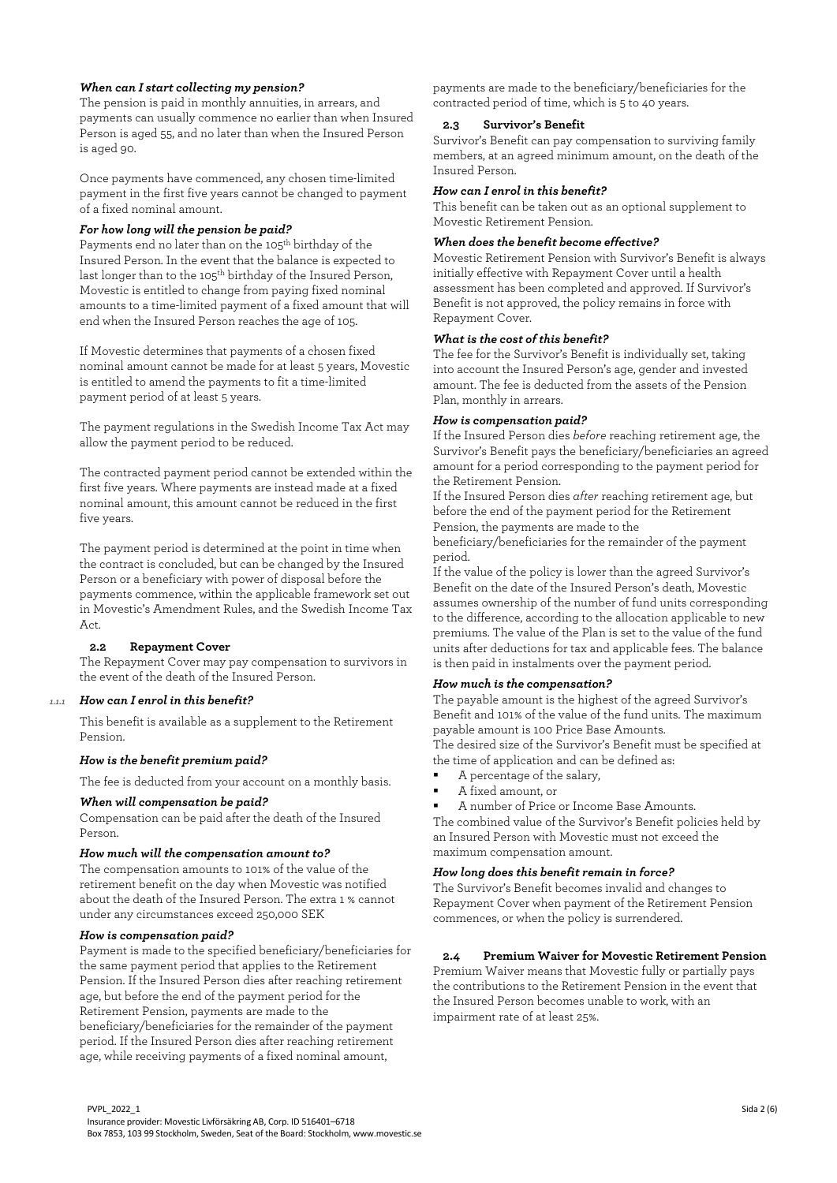*When can I start collecting my pension?*

The pension is paid in monthly annuities, in arrears, and payments can usually commence no earlier than when Insured Person is aged 55, and no later than when the Insured Person is aged 90.

Once payments have commenced, any chosen time-limited payment in the first five years cannot be changed to payment of a fixed nominal amount.

*For how long will the pension be paid?*

Payments end no later than on the 105th birthday of the Insured Person. In the event that the balance is expected to last longer than to the 105th birthday of the Insured Person, Movestic is entitled to change from paying fixed nominal amounts to a time-limited payment of a fixed amount that will end when the Insured Person reaches the age of 105.

If Movestic determines that payments of a chosen fixed nominal amount cannot be made for at least 5 years, Movestic is entitled to amend the payments to fit a time-limited payment period of at least 5 years.

The payment regulations in the Swedish Income Tax Act may allow the payment period to be reduced.

The contracted payment period cannot be extended within the first five years. Where payments are instead made at a fixed nominal amount, this amount cannot be reduced in the first five years.

The payment period is determined at the point in time when the contract is concluded, but can be changed by the Insured Person or a beneficiary with power of disposal before the payments commence, within the applicable framework set out in Movestic's Amendment Rules, and the Swedish Income Tax Act.

### 2.2 Repayment Cover

The Repayment Cover may pay compensation to survivors in the event of the death of the Insured Person.

*1.1.1 How can I enrol in this benefit?*

This benefit is available as a supplement to the Retirement Pension.

*How is the benefit premium paid?*

The fee is deducted from your account on a monthly basis.

*When will compensation be paid?*

Compensation can be paid after the death of the Insured Person.

*How much will the compensation amount to?*

The compensation amounts to 101% of the value of the retirement benefit on the day when Movestic was notified about the death of the Insured Person. The extra 1 % cannot under any circumstances exceed 250,000 SEK

*How is compensation paid?*

Payment is made to the specified beneficiary/beneficiaries for the same payment period that applies to the Retirement Pension. If the Insured Person dies after reaching retirement age, but before the end of the payment period for the Retirement Pension, payments are made to the beneficiary/beneficiaries for the remainder of the payment period. If the Insured Person dies after reaching retirement age, while receiving payments of a fixed nominal amount, payments are made to the beneficiary/beneficiaries for the contracted period of time, which is 5 to 40 years.

### 2.3 Survivor's Benefit

Survivor's Benefit can pay compensation to surviving family members, at an agreed minimum amount, on the death of the Insured Person.

*How can I enrol in this benefit?*

This benefit can be taken out as an optional supplement to Movestic Retirement Pension.

*When does the benefit become effective?*

Movestic Retirement Pension with Survivor's Benefit is always initially effective with Repayment Cover until a health assessment has been completed and approved. If Survivor's Benefit is not approved, the policy remains in force with Repayment Cover.

*What is the cost of this benefit?*

The fee for the Survivor's Benefit is individually set, taking into account the Insured Person's age, gender and invested amount. The fee is deducted from the assets of the Pension Plan, monthly in arrears.

*How is compensation paid?*

If the Insured Person dies *before* reaching retirement age, the Survivor's Benefit pays the beneficiary/beneficiaries an agreed amount for a period corresponding to the payment period for the Retirement Pension.

If the Insured Person dies *after* reaching retirement age, but before the end of the payment period for the Retirement Pension, the payments are made to the beneficiary/beneficiaries for the remainder of the payment period.

If the value of the policy is lower than the agreed Survivor's Benefit on the date of the Insured Person's death, Movestic assumes ownership of the number of fund units corresponding to the difference, according to the allocation applicable to new premiums. The value of the Plan is set to the value of the fund units after deductions for tax and applicable fees. The balance is then paid in instalments over the payment period.

*How much is the compensation?*

The payable amount is the highest of the agreed Survivor's Benefit and 101% of the value of the fund units. The maximum payable amount is 100 Price Base Amounts.

The desired size of the Survivor's Benefit must be specified at the time of application and can be defined as:

- A percentage of the salary,
- A fixed amount, or
- A number of Price or Income Base Amounts.

The combined value of the Survivor's Benefit policies held by an Insured Person with Movestic must not exceed the maximum compensation amount.

*How long does this benefit remain in force?*

The Survivor's Benefit becomes invalid and changes to Repayment Cover when payment of the Retirement Pension commences, or when the policy is surrendered.

### 2.4 Premium Waiver for Movestic Retirement Pension

Premium Waiver means that Movestic fully or partially pays the contributions to the Retirement Pension in the event that the Insured Person becomes unable to work, with an impairment rate of at least 25%.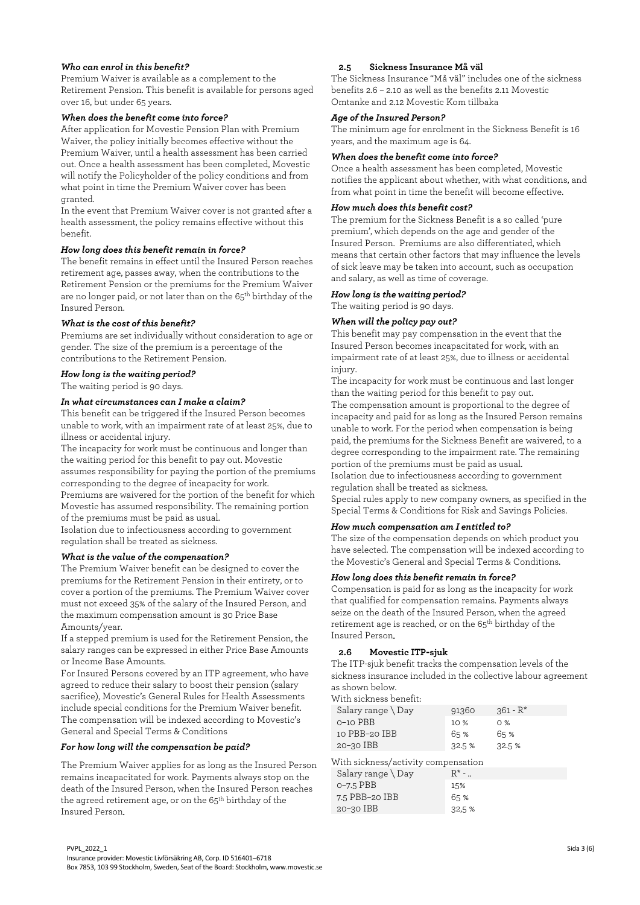### *Who can enrol in this benefit?*

Premium Waiver is available as a complement to the Retirement Pension. This benefit is available for persons aged over 16, but under 65 years.

### *When does the benefit come into force?*

After application for Movestic Pension Plan with Premium Waiver, the policy initially becomes effective without the Premium Waiver, until a health assessment has been carried out. Once a health assessment has been completed, Movestic will notify the Policyholder of the policy conditions and from what point in time the Premium Waiver cover has been granted.

In the event that Premium Waiver cover is not granted after a health assessment, the policy remains effective without this benefit.

### *How long does this benefit remain in force?*

The benefit remains in effect until the Insured Person reaches retirement age, passes away, when the contributions to the Retirement Pension or the premiums for the Premium Waiver are no longer paid, or not later than on the 65th birthday of the Insured Person.

### *What is the cost of this benefit?*

Premiums are set individually without consideration to age or gender. The size of the premium is a percentage of the contributions to the Retirement Pension.

### *How long is the waiting period?*

The waiting period is 90 days.

### *In what circumstances can I make a claim?*

This benefit can be triggered if the Insured Person becomes unable to work, with an impairment rate of at least 25%, due to illness or accidental injury.

The incapacity for work must be continuous and longer than the waiting period for this benefit to pay out. Movestic assumes responsibility for paying the portion of the premiums corresponding to the degree of incapacity for work.

Premiums are waivered for the portion of the benefit for which Movestic has assumed responsibility. The remaining portion of the premiums must be paid as usual.

Isolation due to infectiousness according to government regulation shall be treated as sickness.

### *What is the value of the compensation?*

The Premium Waiver benefit can be designed to cover the premiums for the Retirement Pension in their entirety, or to cover a portion of the premiums. The Premium Waiver cover must not exceed 35% of the salary of the Insured Person, and the maximum compensation amount is 30 Price Base Amounts/year.

If a stepped premium is used for the Retirement Pension, the salary ranges can be expressed in either Price Base Amounts or Income Base Amounts.

For Insured Persons covered by an ITP agreement, who have agreed to reduce their salary to boost their pension (salary sacrifice), Movestic's General Rules for Health Assessments include special conditions for the Premium Waiver benefit. The compensation will be indexed according to Movestic's General and Special Terms & Conditions

### *For how long will the compensation be paid?*

The Premium Waiver applies for as long as the Insured Person remains incapacitated for work. Payments always stop on the death of the Insured Person, when the Insured Person reaches the agreed retirement age, or on the 65th birthday of the Insured Person.

## 2.5 Sickness Insurance Må väl

The Sickness Insurance "Må väl" includes one of the sickness benefits 2.6 – 2.10 as well as the benefits 2.11 Movestic Omtanke and 2.12 Movestic Kom tillbaka

### *Age of the Insured Person?*

The minimum age for enrolment in the Sickness Benefit is 16 years, and the maximum age is 64.

### *When does the benefit come into force?*

Once a health assessment has been completed, Movestic notifies the applicant about whether, with what conditions, and from what point in time the benefit will become effective.

### *How much does this benefit cost?*

The premium for the Sickness Benefit is a so called 'pure premium', which depends on the age and gender of the Insured Person. Premiums are also differentiated, which means that certain other factors that may influence the levels of sick leave may be taken into account, such as occupation and salary, as well as time of coverage.

### *How long is the waiting period?*

The waiting period is 90 days.

### *When will the policy pay out?*

This benefit may pay compensation in the event that the Insured Person becomes incapacitated for work, with an impairment rate of at least 25%, due to illness or accidental injury.

The incapacity for work must be continuous and last longer than the waiting period for this benefit to pay out.

The compensation amount is proportional to the degree of incapacity and paid for as long as the Insured Person remains unable to work. For the period when compensation is being paid, the premiums for the Sickness Benefit are waivered, to a degree corresponding to the impairment rate. The remaining portion of the premiums must be paid as usual.

Isolation due to infectiousness according to government regulation shall be treated as sickness.

Special rules apply to new company owners, as specified in the Special Terms & Conditions for Risk and Savings Policies.

### *How much compensation am I entitled to?*

The size of the compensation depends on which product you have selected. The compensation will be indexed according to the Movestic's General and Special Terms & Conditions.

### *How long does this benefit remain in force?*

Compensation is paid for as long as the incapacity for work that qualified for compensation remains. Payments always seize on the death of the Insured Person, when the agreed retirement age is reached, or on the 65th birthday of the Insured Person.

## 2.6 Movestic ITP-sjuk

The ITP-sjuk benefit tracks the compensation levels of the sickness insurance included in the collective labour agreement as shown below.

With sickness benefit:

| Salary range \ Day | 91360 | 361 - R* |
| --- | --- | --- |
| 0–10 PBB | 10 % | 0 % |
| 10 PBB–20 IBB | 65 % | 65 % |
| 20–30 IBB | 32.5 % | 32.5 % |

With sickness/activity compensation

| Salary range \ Day | R* - .. |
| --- | --- |
| 0–7.5 PBB | 15% |
| 7.5 PBB–20 IBB | 65 % |
| 20–30 IBB | 32,5 % |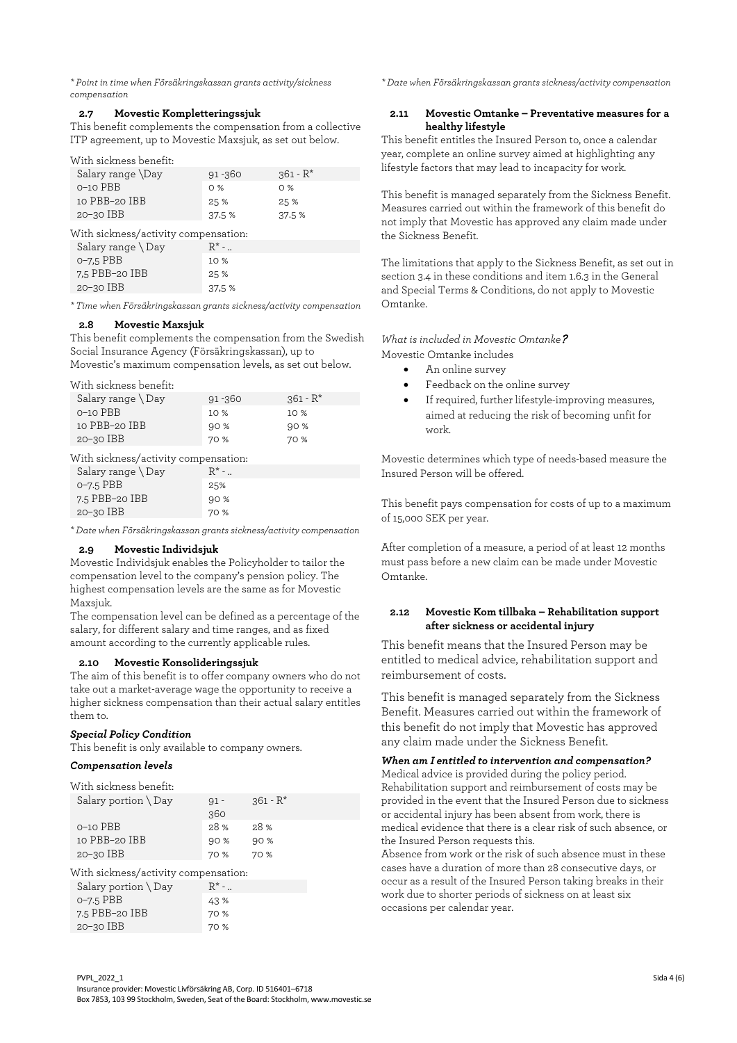*\* Point in time when Försäkringskassan grants activity/sickness compensation*

### 2.7 Movestic Kompletteringssjuk

This benefit complements the compensation from a collective ITP agreement, up to Movestic Maxsjuk, as set out below.

With sickness benefit:

| Salary range \Day | 91 -360 | 361 - R* |
|---|---|---|
| 0–10 PBB | 0 % | 0 % |
| 10 PBB–20 IBB | 25 % | 25 % |
| 20–30 IBB | 37.5 % | 37.5 % |

With sickness/activity compensation:

| Salary range \ Day | R* - .. |
|---|---|
| 0–7,5 PBB | 10 % |
| 7,5 PBB–20 IBB | 25 % |
| 20–30 IBB | 37,5 % |

*\* Time when Försäkringskassan grants sickness/activity compensation*

### 2.8 Movestic Maxsjuk

This benefit complements the compensation from the Swedish Social Insurance Agency (Försäkringskassan), up to Movestic's maximum compensation levels, as set out below.

With sickness benefit:

| Salary range \ Day | 91 -360 | 361 - R* |
|---|---|---|
| 0–10 PBB | 10 % | 10 % |
| 10 PBB–20 IBB | 90 % | 90 % |
| 20–30 IBB | 70 % | 70 % |

With sickness/activity compensation:

| Salary range \ Day | R* - .. |
|---|---|
| 0–7.5 PBB | 25% |
| 7.5 PBB–20 IBB | 90 % |
| 20–30 IBB | 70 % |

*\* Date when Försäkringskassan grants sickness/activity compensation*

### 2.9 Movestic Individsjuk

Movestic Individsjuk enables the Policyholder to tailor the compensation level to the company's pension policy. The highest compensation levels are the same as for Movestic Maxsjuk.

The compensation level can be defined as a percentage of the salary, for different salary and time ranges, and as fixed amount according to the currently applicable rules.

### 2.10 Movestic Konsolideringssjuk

The aim of this benefit is to offer company owners who do not take out a market-average wage the opportunity to receive a higher sickness compensation than their actual salary entitles them to.

***Special Policy Condition***

This benefit is only available to company owners.

***Compensation levels***

With sickness benefit:

| Salary portion \ Day | 91 - 360 | 361 - R* |
|---|---|---|
| 0–10 PBB | 28 % | 28 % |
| 10 PBB–20 IBB | 90 % | 90 % |
| 20–30 IBB | 70 % | 70 % |

With sickness/activity compensation:

| Salary portion \ Day | R* - .. |
|---|---|
| 0–7.5 PBB | 43 % |
| 7.5 PBB–20 IBB | 70 % |
| 20–30 IBB | 70 % |

*\* Date when Försäkringskassan grants sickness/activity compensation*

### 2.11 Movestic Omtanke – Preventative measures for a healthy lifestyle

This benefit entitles the Insured Person to, once a calendar year, complete an online survey aimed at highlighting any lifestyle factors that may lead to incapacity for work.

This benefit is managed separately from the Sickness Benefit. Measures carried out within the framework of this benefit do not imply that Movestic has approved any claim made under the Sickness Benefit.

The limitations that apply to the Sickness Benefit, as set out in section 3.4 in these conditions and item 1.6.3 in the General and Special Terms & Conditions, do not apply to Movestic Omtanke.

*What is included in Movestic Omtanke?*

Movestic Omtanke includes

- An online survey
- Feedback on the online survey
- If required, further lifestyle-improving measures, aimed at reducing the risk of becoming unfit for work.

Movestic determines which type of needs-based measure the Insured Person will be offered.

This benefit pays compensation for costs of up to a maximum of 15,000 SEK per year.

After completion of a measure, a period of at least 12 months must pass before a new claim can be made under Movestic Omtanke.

### 2.12 Movestic Kom tillbaka – Rehabilitation support after sickness or accidental injury

This benefit means that the Insured Person may be entitled to medical advice, rehabilitation support and reimbursement of costs.

This benefit is managed separately from the Sickness Benefit. Measures carried out within the framework of this benefit do not imply that Movestic has approved any claim made under the Sickness Benefit.

***When am I entitled to intervention and compensation?***

Medical advice is provided during the policy period. Rehabilitation support and reimbursement of costs may be provided in the event that the Insured Person due to sickness or accidental injury has been absent from work, there is medical evidence that there is a clear risk of such absence, or the Insured Person requests this.

Absence from work or the risk of such absence must in these cases have a duration of more than 28 consecutive days, or occur as a result of the Insured Person taking breaks in their work due to shorter periods of sickness on at least six occasions per calendar year.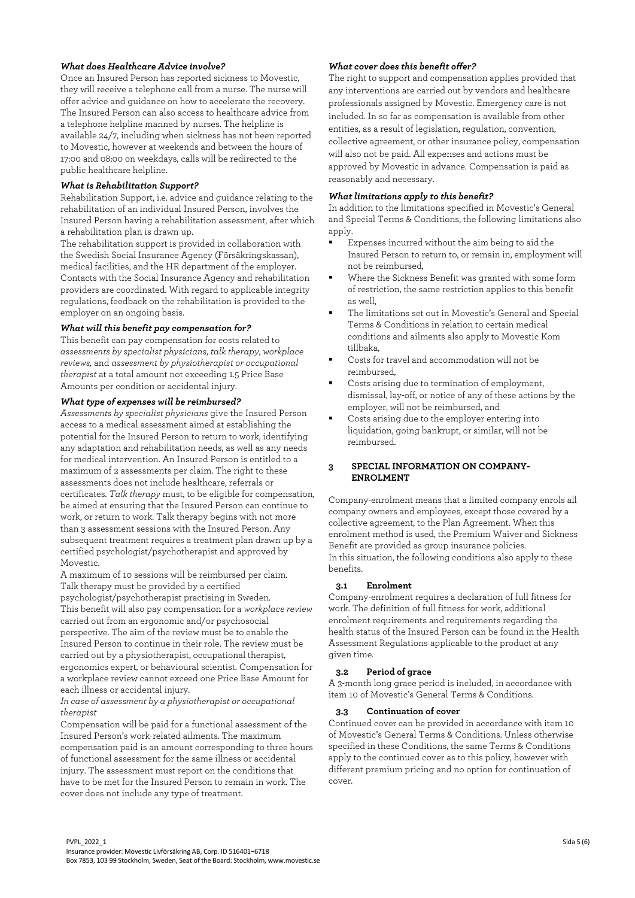### *What does Healthcare Advice involve?*

Once an Insured Person has reported sickness to Movestic, they will receive a telephone call from a nurse. The nurse will offer advice and guidance on how to accelerate the recovery. The Insured Person can also access to healthcare advice from a telephone helpline manned by nurses. The helpline is available 24/7, including when sickness has not been reported to Movestic, however at weekends and between the hours of 17:00 and 08:00 on weekdays, calls will be redirected to the public healthcare helpline.

### *What is Rehabilitation Support?*

Rehabilitation Support, i.e. advice and guidance relating to the rehabilitation of an individual Insured Person, involves the Insured Person having a rehabilitation assessment, after which a rehabilitation plan is drawn up.

The rehabilitation support is provided in collaboration with the Swedish Social Insurance Agency (Försäkringskassan), medical facilities, and the HR department of the employer. Contacts with the Social Insurance Agency and rehabilitation providers are coordinated. With regard to applicable integrity regulations, feedback on the rehabilitation is provided to the employer on an ongoing basis.

### *What will this benefit pay compensation for?*

This benefit can pay compensation for costs related to *assessments by specialist physicians*, *talk therapy*, *workplace reviews,* and *assessment by physiotherapist or occupational therapist* at a total amount not exceeding 1.5 Price Base Amounts per condition or accidental injury.

### *What type of expenses will be reimbursed?*

*Assessments by specialist physicians* give the Insured Person access to a medical assessment aimed at establishing the potential for the Insured Person to return to work, identifying any adaptation and rehabilitation needs, as well as any needs for medical intervention. An Insured Person is entitled to a maximum of 2 assessments per claim. The right to these assessments does not include healthcare, referrals or certificates. *Talk therapy* must, to be eligible for compensation, be aimed at ensuring that the Insured Person can continue to work, or return to work. Talk therapy begins with not more than 3 assessment sessions with the Insured Person. Any subsequent treatment requires a treatment plan drawn up by a certified psychologist/psychotherapist and approved by Movestic.

A maximum of 10 sessions will be reimbursed per claim. Talk therapy must be provided by a certified psychologist/psychotherapist practising in Sweden.

This benefit will also pay compensation for a *workplace review* carried out from an ergonomic and/or psychosocial perspective. The aim of the review must be to enable the Insured Person to continue in their role. The review must be carried out by a physiotherapist, occupational therapist, ergonomics expert, or behavioural scientist. Compensation for a workplace review cannot exceed one Price Base Amount for each illness or accidental injury.

*In case of assessment by a physiotherapist or occupational therapist*

Compensation will be paid for a functional assessment of the Insured Person's work-related ailments. The maximum compensation paid is an amount corresponding to three hours of functional assessment for the same illness or accidental injury. The assessment must report on the conditions that have to be met for the Insured Person to remain in work. The cover does not include any type of treatment.

### *What cover does this benefit offer?*

The right to support and compensation applies provided that any interventions are carried out by vendors and healthcare professionals assigned by Movestic. Emergency care is not included. In so far as compensation is available from other entities, as a result of legislation, regulation, convention, collective agreement, or other insurance policy, compensation will also not be paid. All expenses and actions must be approved by Movestic in advance. Compensation is paid as reasonably and necessary.

### *What limitations apply to this benefit?*

In addition to the limitations specified in Movestic's General and Special Terms & Conditions, the following limitations also apply.

- Expenses incurred without the aim being to aid the Insured Person to return to, or remain in, employment will not be reimbursed,
- Where the Sickness Benefit was granted with some form of restriction, the same restriction applies to this benefit as well,
- The limitations set out in Movestic's General and Special Terms & Conditions in relation to certain medical conditions and ailments also apply to Movestic Kom tillbaka,
- Costs for travel and accommodation will not be reimbursed,
- Costs arising due to termination of employment, dismissal, lay-off, or notice of any of these actions by the employer, will not be reimbursed, and
- Costs arising due to the employer entering into liquidation, going bankrupt, or similar, will not be reimbursed.

## 3 SPECIAL INFORMATION ON COMPANY-ENROLMENT

Company-enrolment means that a limited company enrols all company owners and employees, except those covered by a collective agreement, to the Plan Agreement. When this enrolment method is used, the Premium Waiver and Sickness Benefit are provided as group insurance policies.

In this situation, the following conditions also apply to these benefits.

### 3.1 Enrolment

Company-enrolment requires a declaration of full fitness for work. The definition of full fitness for work, additional enrolment requirements and requirements regarding the health status of the Insured Person can be found in the Health Assessment Regulations applicable to the product at any given time.

### 3.2 Period of grace

A 3-month long grace period is included, in accordance with item 10 of Movestic's General Terms & Conditions.

### 3.3 Continuation of cover

Continued cover can be provided in accordance with item 10 of Movestic's General Terms & Conditions. Unless otherwise specified in these Conditions, the same Terms & Conditions apply to the continued cover as to this policy, however with different premium pricing and no option for continuation of cover.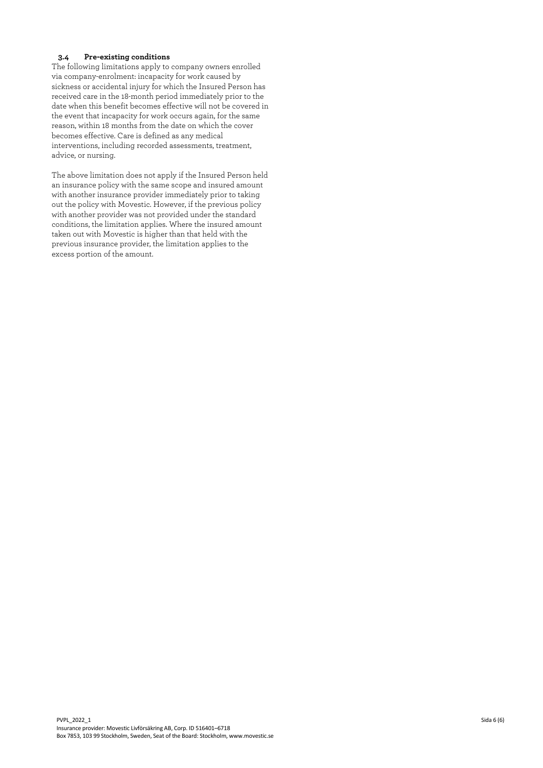### 3.4 Pre-existing conditions

The following limitations apply to company owners enrolled via company-enrolment: incapacity for work caused by sickness or accidental injury for which the Insured Person has received care in the 18-month period immediately prior to the date when this benefit becomes effective will not be covered in the event that incapacity for work occurs again, for the same reason, within 18 months from the date on which the cover becomes effective. Care is defined as any medical interventions, including recorded assessments, treatment, advice, or nursing.

The above limitation does not apply if the Insured Person held an insurance policy with the same scope and insured amount with another insurance provider immediately prior to taking out the policy with Movestic. However, if the previous policy with another provider was not provided under the standard conditions, the limitation applies. Where the insured amount taken out with Movestic is higher than that held with the previous insurance provider, the limitation applies to the excess portion of the amount.